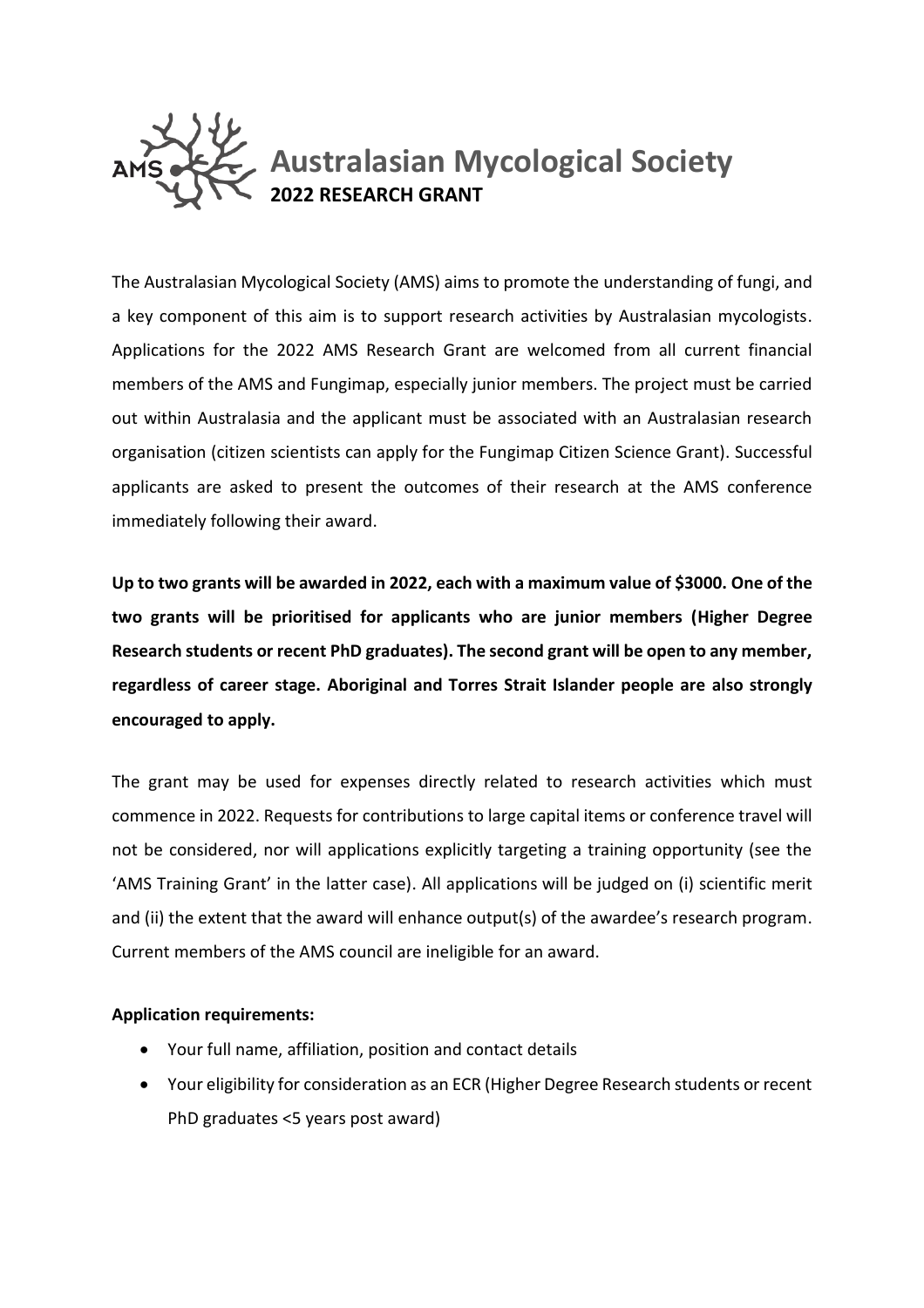# Australasian Mycological Society

## 2022 RESEARCH GRANT

The Australasian Mycological Society (AMS) aims to promote the understanding of fungi, and a key component of this aim is to support research activities by Australasian mycologists. Applications for the 2022 AMS Research Grant are welcomed from all current financial members of the AMS and Fungimap, especially junior members. The project must be carried out within Australasia and the applicant must be associated with an Australasian research organisation (citizen scientists can apply for the Fungimap Citizen Science Grant). Successful applicants are asked to present the outcomes of their research at the AMS conference immediately following their award.

**Up to two grants will be awarded in 2022, each with a maximum value of $3000. One of the two grants will be prioritised for applicants who are junior members (Higher Degree Research students or recent PhD graduates). The second grant will be open to any member, regardless of career stage. Aboriginal and Torres Strait Islander people are also strongly encouraged to apply.**

The grant may be used for expenses directly related to research activities which must commence in 2022. Requests for contributions to large capital items or conference travel will not be considered, nor will applications explicitly targeting a training opportunity (see the 'AMS Training Grant' in the latter case). All applications will be judged on (i) scientific merit and (ii) the extent that the award will enhance output(s) of the awardee's research program. Current members of the AMS council are ineligible for an award.

**Application requirements:**

- Your full name, affiliation, position and contact details
- Your eligibility for consideration as an ECR (Higher Degree Research students or recent PhD graduates <5 years post award)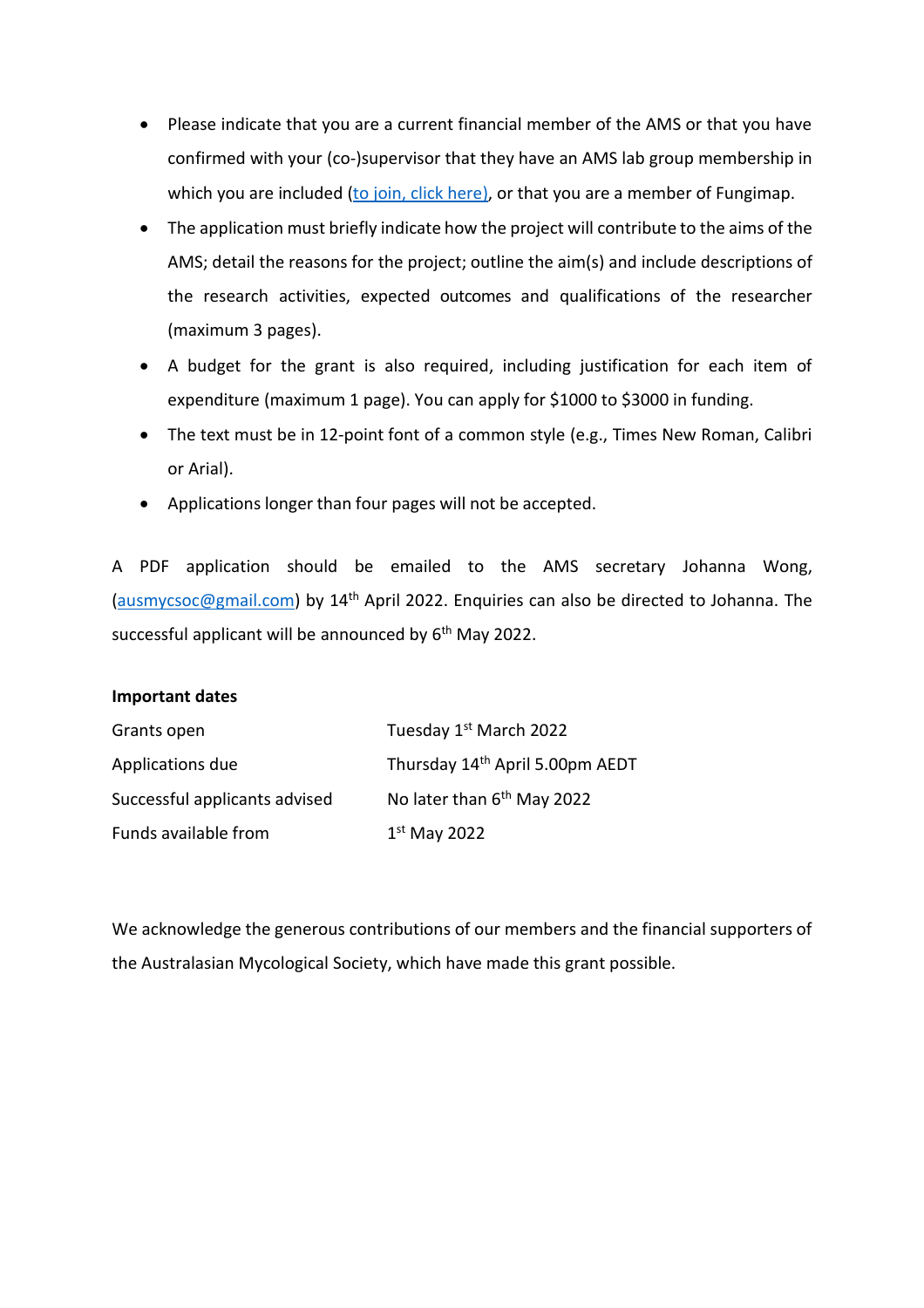- Please indicate that you are a current financial member of the AMS or that you have confirmed with your (co-)supervisor that they have an AMS lab group membership in which you are included (to join, click here), or that you are a member of Fungimap.
- The application must briefly indicate how the project will contribute to the aims of the AMS; detail the reasons for the project; outline the aim(s) and include descriptions of the research activities, expected outcomes and qualifications of the researcher (maximum 3 pages).
- A budget for the grant is also required, including justification for each item of expenditure (maximum 1 page). You can apply for $1000 to $3000 in funding.
- The text must be in 12-point font of a common style (e.g., Times New Roman, Calibri or Arial).
- Applications longer than four pages will not be accepted.

A PDF application should be emailed to the AMS secretary Johanna Wong, (ausmycsoc@gmail.com) by 14th April 2022. Enquiries can also be directed to Johanna. The successful applicant will be announced by 6th May 2022.

**Important dates**

| | |
|---|---|
| Grants open | Tuesday 1st March 2022 |
| Applications due | Thursday 14th April 5.00pm AEDT |
| Successful applicants advised | No later than 6th May 2022 |
| Funds available from | 1st May 2022 |

We acknowledge the generous contributions of our members and the financial supporters of the Australasian Mycological Society, which have made this grant possible.